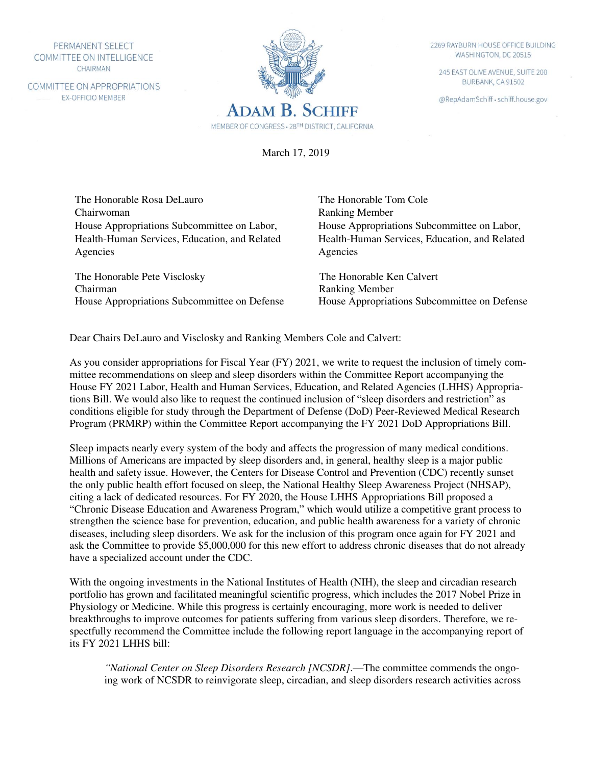PERMANENT SELECT COMMITTEE ON INTELLIGENCE
CHAIRMAN

COMMITTEE ON APPROPRIATIONS
EX-OFFICIO MEMBER

**ADAM B. SCHIFF**
MEMBER OF CONGRESS • 28TH DISTRICT, CALIFORNIA

2269 RAYBURN HOUSE OFFICE BUILDING
WASHINGTON, DC 20515

245 EAST OLIVE AVENUE, SUITE 200
BURBANK, CA 91502

@RepAdamSchiff • schiff.house.gov

March 17, 2019

The Honorable Rosa DeLauro
Chairwoman
House Appropriations Subcommittee on Labor, Health-Human Services, Education, and Related Agencies

The Honorable Tom Cole
Ranking Member
House Appropriations Subcommittee on Labor, Health-Human Services, Education, and Related Agencies

The Honorable Pete Visclosky
Chairman
House Appropriations Subcommittee on Defense

The Honorable Ken Calvert
Ranking Member
House Appropriations Subcommittee on Defense

Dear Chairs DeLauro and Visclosky and Ranking Members Cole and Calvert:

As you consider appropriations for Fiscal Year (FY) 2021, we write to request the inclusion of timely committee recommendations on sleep and sleep disorders within the Committee Report accompanying the House FY 2021 Labor, Health and Human Services, Education, and Related Agencies (LHHS) Appropriations Bill. We would also like to request the continued inclusion of "sleep disorders and restriction" as conditions eligible for study through the Department of Defense (DoD) Peer-Reviewed Medical Research Program (PRMRP) within the Committee Report accompanying the FY 2021 DoD Appropriations Bill.

Sleep impacts nearly every system of the body and affects the progression of many medical conditions. Millions of Americans are impacted by sleep disorders and, in general, healthy sleep is a major public health and safety issue. However, the Centers for Disease Control and Prevention (CDC) recently sunset the only public health effort focused on sleep, the National Healthy Sleep Awareness Project (NHSAP), citing a lack of dedicated resources. For FY 2020, the House LHHS Appropriations Bill proposed a "Chronic Disease Education and Awareness Program," which would utilize a competitive grant process to strengthen the science base for prevention, education, and public health awareness for a variety of chronic diseases, including sleep disorders. We ask for the inclusion of this program once again for FY 2021 and ask the Committee to provide $5,000,000 for this new effort to address chronic diseases that do not already have a specialized account under the CDC.

With the ongoing investments in the National Institutes of Health (NIH), the sleep and circadian research portfolio has grown and facilitated meaningful scientific progress, which includes the 2017 Nobel Prize in Physiology or Medicine. While this progress is certainly encouraging, more work is needed to deliver breakthroughs to improve outcomes for patients suffering from various sleep disorders. Therefore, we respectfully recommend the Committee include the following report language in the accompanying report of its FY 2021 LHHS bill:

> *"National Center on Sleep Disorders Research [NCSDR].*—The committee commends the ongoing work of NCSDR to reinvigorate sleep, circadian, and sleep disorders research activities across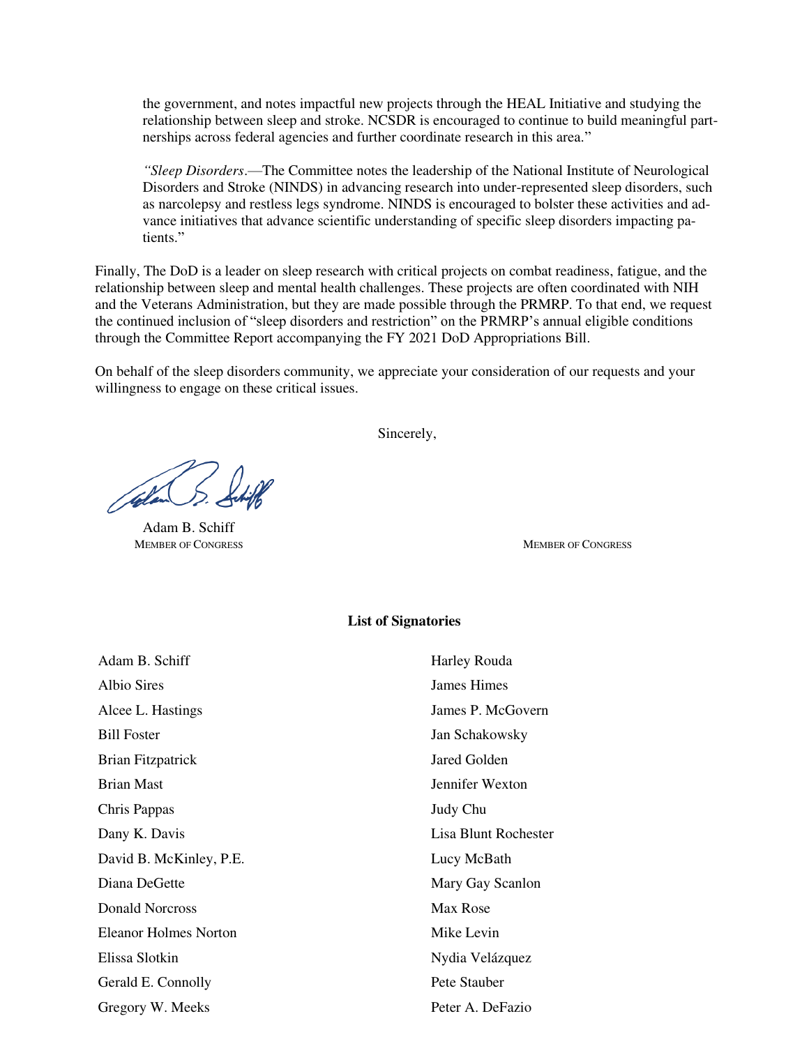> the government, and notes impactful new projects through the HEAL Initiative and studying the relationship between sleep and stroke. NCSDR is encouraged to continue to build meaningful partnerships across federal agencies and further coordinate research in this area."
>
> *"Sleep Disorders*.—The Committee notes the leadership of the National Institute of Neurological Disorders and Stroke (NINDS) in advancing research into under-represented sleep disorders, such as narcolepsy and restless legs syndrome. NINDS is encouraged to bolster these activities and advance initiatives that advance scientific understanding of specific sleep disorders impacting patients."

Finally, The DoD is a leader on sleep research with critical projects on combat readiness, fatigue, and the relationship between sleep and mental health challenges. These projects are often coordinated with NIH and the Veterans Administration, but they are made possible through the PRMRP. To that end, we request the continued inclusion of "sleep disorders and restriction" on the PRMRP's annual eligible conditions through the Committee Report accompanying the FY 2021 DoD Appropriations Bill.

On behalf of the sleep disorders community, we appreciate your consideration of our requests and your willingness to engage on these critical issues.

Sincerely,

Adam B. Schiff
MEMBER OF CONGRESS

MEMBER OF CONGRESS

**List of Signatories**

Adam B. Schiff
Albio Sires
Alcee L. Hastings
Bill Foster
Brian Fitzpatrick
Brian Mast
Chris Pappas
Dany K. Davis
David B. McKinley, P.E.
Diana DeGette
Donald Norcross
Eleanor Holmes Norton
Elissa Slotkin
Gerald E. Connolly
Gregory W. Meeks
Harley Rouda
James Himes
James P. McGovern
Jan Schakowsky
Jared Golden
Jennifer Wexton
Judy Chu
Lisa Blunt Rochester
Lucy McBath
Mary Gay Scanlon
Max Rose
Mike Levin
Nydia Velázquez
Pete Stauber
Peter A. DeFazio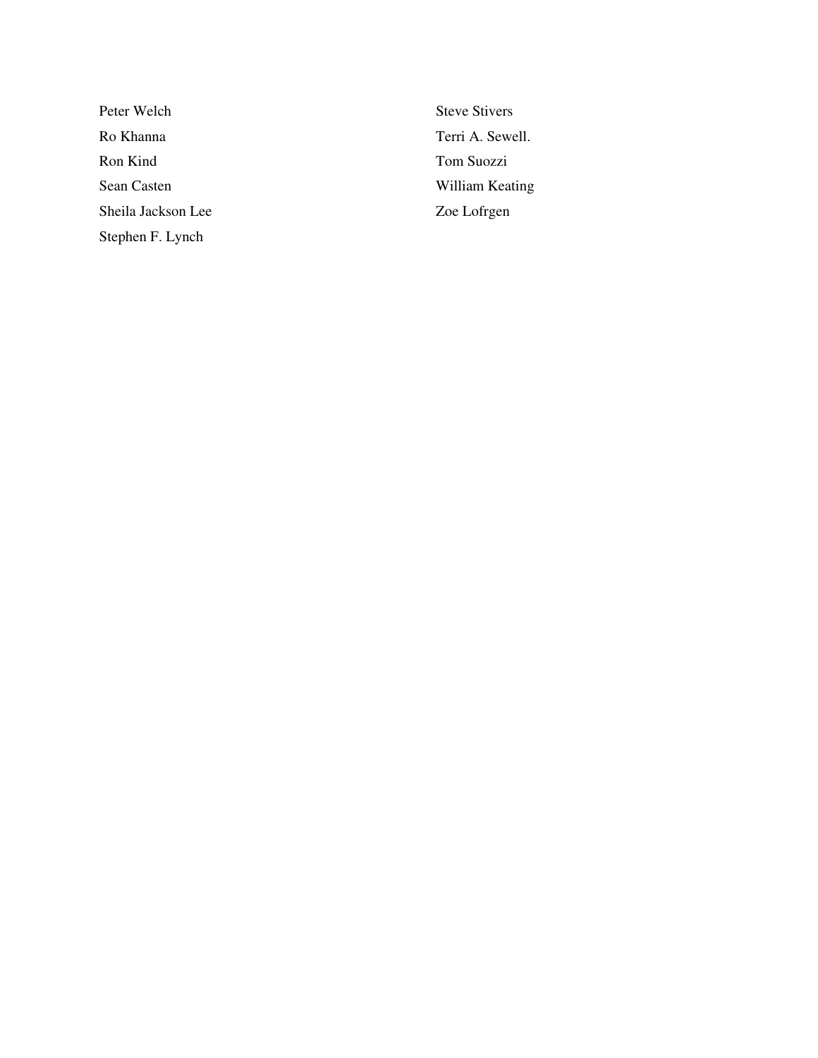Peter Welch

Ro Khanna

Ron Kind

Sean Casten

Sheila Jackson Lee

Stephen F. Lynch

Steve Stivers

Terri A. Sewell.

Tom Suozzi

William Keating

Zoe Lofrgen